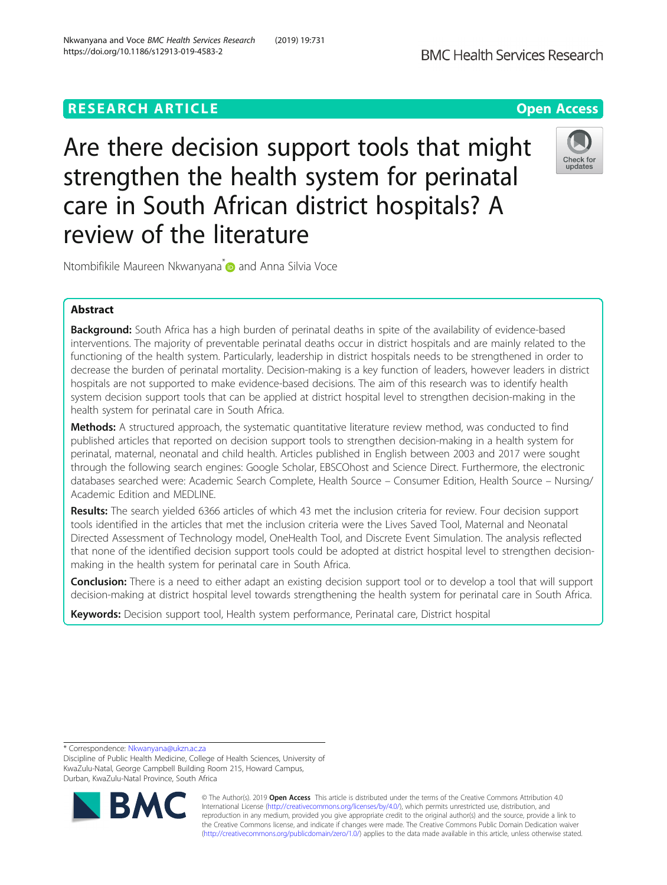RESEARCH ARTICLE

Open Access

# Are there decision support tools that might strengthen the health system for perinatal care in South African district hospitals? A review of the literature

Ntombifikile Maureen Nkwanyana* and Anna Silvia Voce

## Abstract

**Background:** South Africa has a high burden of perinatal deaths in spite of the availability of evidence-based interventions. The majority of preventable perinatal deaths occur in district hospitals and are mainly related to the functioning of the health system. Particularly, leadership in district hospitals needs to be strengthened in order to decrease the burden of perinatal mortality. Decision-making is a key function of leaders, however leaders in district hospitals are not supported to make evidence-based decisions. The aim of this research was to identify health system decision support tools that can be applied at district hospital level to strengthen decision-making in the health system for perinatal care in South Africa.

**Methods:** A structured approach, the systematic quantitative literature review method, was conducted to find published articles that reported on decision support tools to strengthen decision-making in a health system for perinatal, maternal, neonatal and child health. Articles published in English between 2003 and 2017 were sought through the following search engines: Google Scholar, EBSCOhost and Science Direct. Furthermore, the electronic databases searched were: Academic Search Complete, Health Source – Consumer Edition, Health Source – Nursing/ Academic Edition and MEDLINE.

**Results:** The search yielded 6366 articles of which 43 met the inclusion criteria for review. Four decision support tools identified in the articles that met the inclusion criteria were the Lives Saved Tool, Maternal and Neonatal Directed Assessment of Technology model, OneHealth Tool, and Discrete Event Simulation. The analysis reflected that none of the identified decision support tools could be adopted at district hospital level to strengthen decision-making in the health system for perinatal care in South Africa.

**Conclusion:** There is a need to either adapt an existing decision support tool or to develop a tool that will support decision-making at district hospital level towards strengthening the health system for perinatal care in South Africa.

**Keywords:** Decision support tool, Health system performance, Perinatal care, District hospital

---

* Correspondence: Nkwanyana@ukzn.ac.za
Discipline of Public Health Medicine, College of Health Sciences, University of KwaZulu-Natal, George Campbell Building Room 215, Howard Campus, Durban, KwaZulu-Natal Province, South Africa

© The Author(s). 2019 **Open Access** This article is distributed under the terms of the Creative Commons Attribution 4.0 International License (http://creativecommons.org/licenses/by/4.0/), which permits unrestricted use, distribution, and reproduction in any medium, provided you give appropriate credit to the original author(s) and the source, provide a link to the Creative Commons license, and indicate if changes were made. The Creative Commons Public Domain Dedication waiver (http://creativecommons.org/publicdomain/zero/1.0/) applies to the data made available in this article, unless otherwise stated.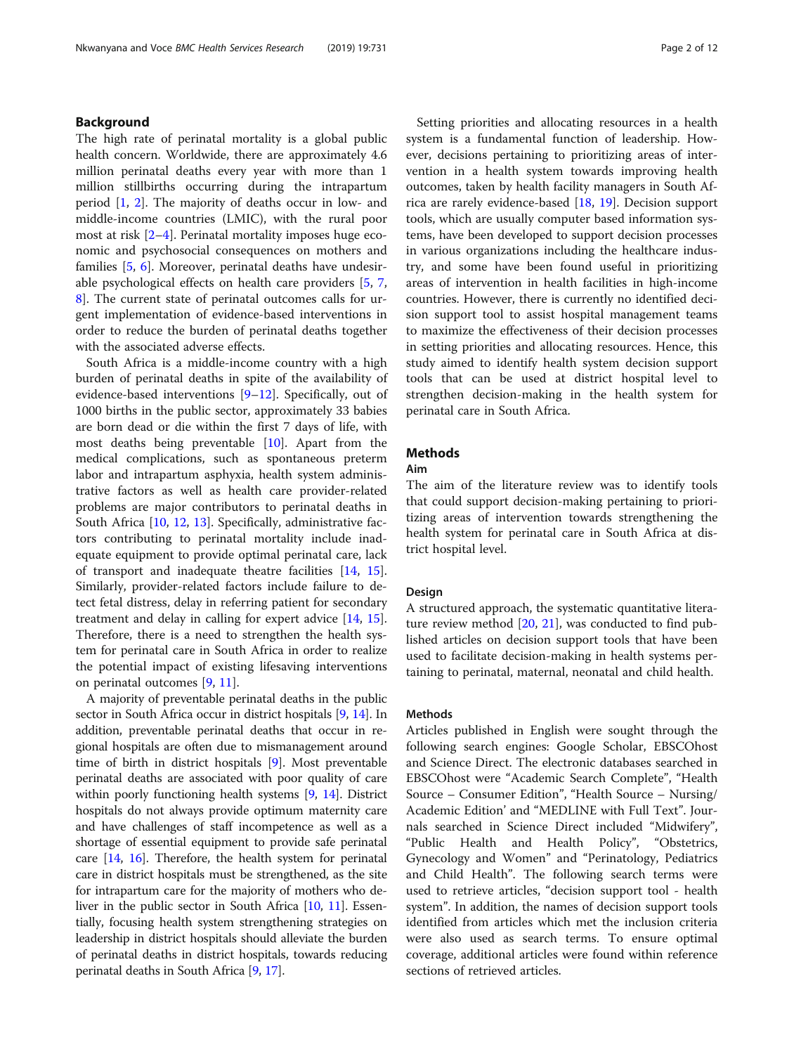## Background

The high rate of perinatal mortality is a global public health concern. Worldwide, there are approximately 4.6 million perinatal deaths every year with more than 1 million stillbirths occurring during the intrapartum period [1, 2]. The majority of deaths occur in low- and middle-income countries (LMIC), with the rural poor most at risk [2–4]. Perinatal mortality imposes huge economic and psychosocial consequences on mothers and families [5, 6]. Moreover, perinatal deaths have undesirable psychological effects on health care providers [5, 7, 8]. The current state of perinatal outcomes calls for urgent implementation of evidence-based interventions in order to reduce the burden of perinatal deaths together with the associated adverse effects.

South Africa is a middle-income country with a high burden of perinatal deaths in spite of the availability of evidence-based interventions [9–12]. Specifically, out of 1000 births in the public sector, approximately 33 babies are born dead or die within the first 7 days of life, with most deaths being preventable [10]. Apart from the medical complications, such as spontaneous preterm labor and intrapartum asphyxia, health system administrative factors as well as health care provider-related problems are major contributors to perinatal deaths in South Africa [10, 12, 13]. Specifically, administrative factors contributing to perinatal mortality include inadequate equipment to provide optimal perinatal care, lack of transport and inadequate theatre facilities [14, 15]. Similarly, provider-related factors include failure to detect fetal distress, delay in referring patient for secondary treatment and delay in calling for expert advice [14, 15]. Therefore, there is a need to strengthen the health system for perinatal care in South Africa in order to realize the potential impact of existing lifesaving interventions on perinatal outcomes [9, 11].

A majority of preventable perinatal deaths in the public sector in South Africa occur in district hospitals [9, 14]. In addition, preventable perinatal deaths that occur in regional hospitals are often due to mismanagement around time of birth in district hospitals [9]. Most preventable perinatal deaths are associated with poor quality of care within poorly functioning health systems [9, 14]. District hospitals do not always provide optimum maternity care and have challenges of staff incompetence as well as a shortage of essential equipment to provide safe perinatal care [14, 16]. Therefore, the health system for perinatal care in district hospitals must be strengthened, as the site for intrapartum care for the majority of mothers who deliver in the public sector in South Africa [10, 11]. Essentially, focusing health system strengthening strategies on leadership in district hospitals should alleviate the burden of perinatal deaths in district hospitals, towards reducing perinatal deaths in South Africa [9, 17].

Setting priorities and allocating resources in a health system is a fundamental function of leadership. However, decisions pertaining to prioritizing areas of intervention in a health system towards improving health outcomes, taken by health facility managers in South Africa are rarely evidence-based [18, 19]. Decision support tools, which are usually computer based information systems, have been developed to support decision processes in various organizations including the healthcare industry, and some have been found useful in prioritizing areas of intervention in health facilities in high-income countries. However, there is currently no identified decision support tool to assist hospital management teams to maximize the effectiveness of their decision processes in setting priorities and allocating resources. Hence, this study aimed to identify health system decision support tools that can be used at district hospital level to strengthen decision-making in the health system for perinatal care in South Africa.

## Methods

### Aim

The aim of the literature review was to identify tools that could support decision-making pertaining to prioritizing areas of intervention towards strengthening the health system for perinatal care in South Africa at district hospital level.

### Design

A structured approach, the systematic quantitative literature review method [20, 21], was conducted to find published articles on decision support tools that have been used to facilitate decision-making in health systems pertaining to perinatal, maternal, neonatal and child health.

### Methods

Articles published in English were sought through the following search engines: Google Scholar, EBSCOhost and Science Direct. The electronic databases searched in EBSCOhost were "Academic Search Complete", "Health Source – Consumer Edition", "Health Source – Nursing/Academic Edition" and "MEDLINE with Full Text". Journals searched in Science Direct included "Midwifery", "Public Health and Health Policy", "Obstetrics, Gynecology and Women" and "Perinatology, Pediatrics and Child Health". The following search terms were used to retrieve articles, "decision support tool - health system". In addition, the names of decision support tools identified from articles which met the inclusion criteria were also used as search terms. To ensure optimal coverage, additional articles were found within reference sections of retrieved articles.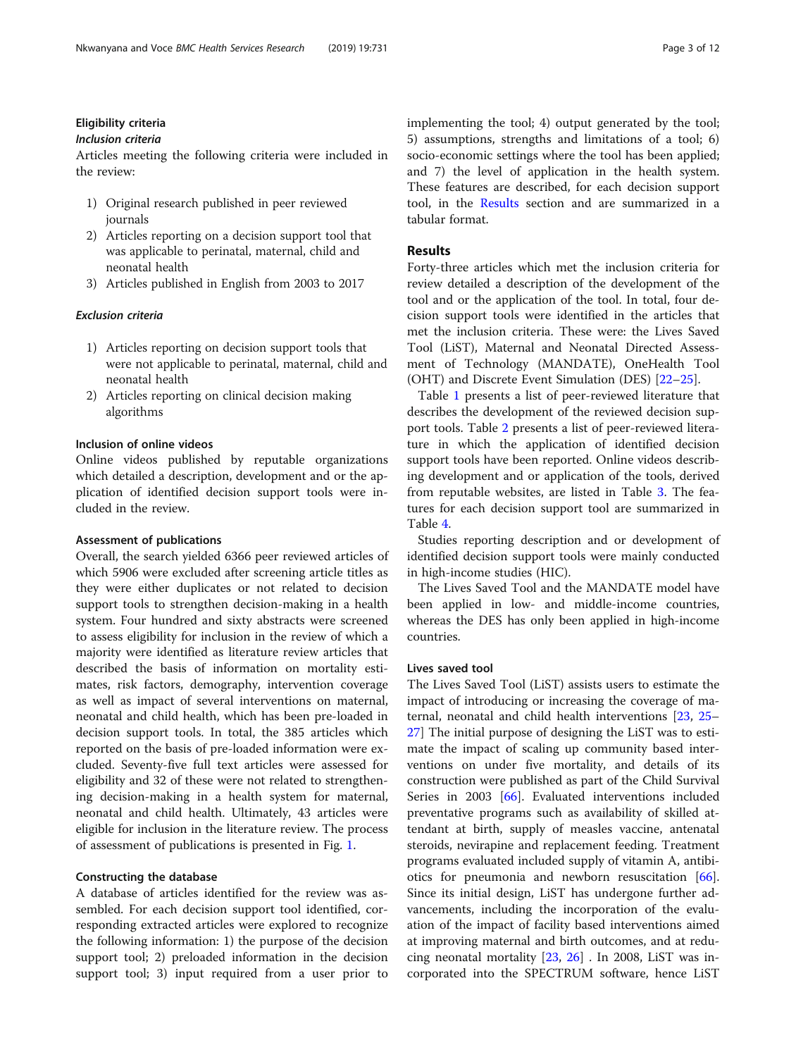### Eligibility criteria

#### *Inclusion criteria*

Articles meeting the following criteria were included in the review:

1) Original research published in peer reviewed journals
2) Articles reporting on a decision support tool that was applicable to perinatal, maternal, child and neonatal health
3) Articles published in English from 2003 to 2017

#### *Exclusion criteria*

1) Articles reporting on decision support tools that were not applicable to perinatal, maternal, child and neonatal health
2) Articles reporting on clinical decision making algorithms

### Inclusion of online videos

Online videos published by reputable organizations which detailed a description, development and or the application of identified decision support tools were included in the review.

### Assessment of publications

Overall, the search yielded 6366 peer reviewed articles of which 5906 were excluded after screening article titles as they were either duplicates or not related to decision support tools to strengthen decision-making in a health system. Four hundred and sixty abstracts were screened to assess eligibility for inclusion in the review of which a majority were identified as literature review articles that described the basis of information on mortality estimates, risk factors, demography, intervention coverage as well as impact of several interventions on maternal, neonatal and child health, which has been pre-loaded in decision support tools. In total, the 385 articles which reported on the basis of pre-loaded information were excluded. Seventy-five full text articles were assessed for eligibility and 32 of these were not related to strengthening decision-making in a health system for maternal, neonatal and child health. Ultimately, 43 articles were eligible for inclusion in the literature review. The process of assessment of publications is presented in Fig. 1.

### Constructing the database

A database of articles identified for the review was assembled. For each decision support tool identified, corresponding extracted articles were explored to recognize the following information: 1) the purpose of the decision support tool; 2) preloaded information in the decision support tool; 3) input required from a user prior to implementing the tool; 4) output generated by the tool; 5) assumptions, strengths and limitations of a tool; 6) socio-economic settings where the tool has been applied; and 7) the level of application in the health system. These features are described, for each decision support tool, in the Results section and are summarized in a tabular format.

## Results

Forty-three articles which met the inclusion criteria for review detailed a description of the development of the tool and or the application of the tool. In total, four decision support tools were identified in the articles that met the inclusion criteria. These were: the Lives Saved Tool (LiST), Maternal and Neonatal Directed Assessment of Technology (MANDATE), OneHealth Tool (OHT) and Discrete Event Simulation (DES) [22–25].

Table 1 presents a list of peer-reviewed literature that describes the development of the reviewed decision support tools. Table 2 presents a list of peer-reviewed literature in which the application of identified decision support tools have been reported. Online videos describing development and or application of the tools, derived from reputable websites, are listed in Table 3. The features for each decision support tool are summarized in Table 4.

Studies reporting description and or development of identified decision support tools were mainly conducted in high-income studies (HIC).

The Lives Saved Tool and the MANDATE model have been applied in low- and middle-income countries, whereas the DES has only been applied in high-income countries.

### Lives saved tool

The Lives Saved Tool (LiST) assists users to estimate the impact of introducing or increasing the coverage of maternal, neonatal and child health interventions [23, 25–27] The initial purpose of designing the LiST was to estimate the impact of scaling up community based interventions on under five mortality, and details of its construction were published as part of the Child Survival Series in 2003 [66]. Evaluated interventions included preventative programs such as availability of skilled attendant at birth, supply of measles vaccine, antenatal steroids, nevirapine and replacement feeding. Treatment programs evaluated included supply of vitamin A, antibiotics for pneumonia and newborn resuscitation [66]. Since its initial design, LiST has undergone further advancements, including the incorporation of the evaluation of the impact of facility based interventions aimed at improving maternal and birth outcomes, and at reducing neonatal mortality [23, 26] . In 2008, LiST was incorporated into the SPECTRUM software, hence LiST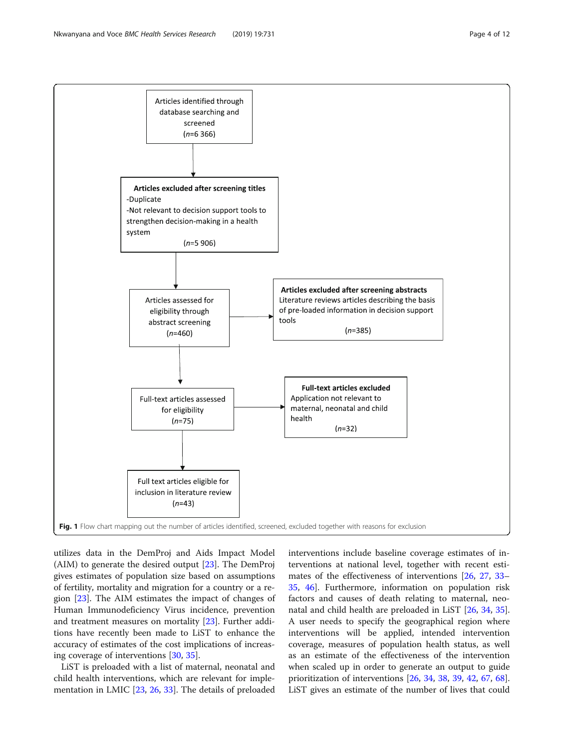Articles identified through database searching and screened (*n*=6 366)

**Articles excluded after screening titles**
-Duplicate
-Not relevant to decision support tools to strengthen decision-making in a health system
(*n*=5 906)

Articles assessed for eligibility through abstract screening (*n*=460)

**Articles excluded after screening abstracts**
Literature reviews articles describing the basis of pre-loaded information in decision support tools
(*n*=385)

Full-text articles assessed for eligibility (*n*=75)

**Full-text articles excluded**
Application not relevant to maternal, neonatal and child health
(*n*=32)

Full text articles eligible for inclusion in literature review (*n*=43)

**Fig. 1** Flow chart mapping out the number of articles identified, screened, excluded together with reasons for exclusion

utilizes data in the DemProj and Aids Impact Model (AIM) to generate the desired output [23]. The DemProj gives estimates of population size based on assumptions of fertility, mortality and migration for a country or a region [23]. The AIM estimates the impact of changes of Human Immunodeficiency Virus incidence, prevention and treatment measures on mortality [23]. Further additions have recently been made to LiST to enhance the accuracy of estimates of the cost implications of increasing coverage of interventions [30, 35].

LiST is preloaded with a list of maternal, neonatal and child health interventions, which are relevant for implementation in LMIC [23, 26, 33]. The details of preloaded interventions include baseline coverage estimates of interventions at national level, together with recent estimates of the effectiveness of interventions [26, 27, 33–35, 46]. Furthermore, information on population risk factors and causes of death relating to maternal, neonatal and child health are preloaded in LiST [26, 34, 35]. A user needs to specify the geographical region where interventions will be applied, intended intervention coverage, measures of population health status, as well as an estimate of the effectiveness of the intervention when scaled up in order to generate an output to guide prioritization of interventions [26, 34, 38, 39, 42, 67, 68]. LiST gives an estimate of the number of lives that could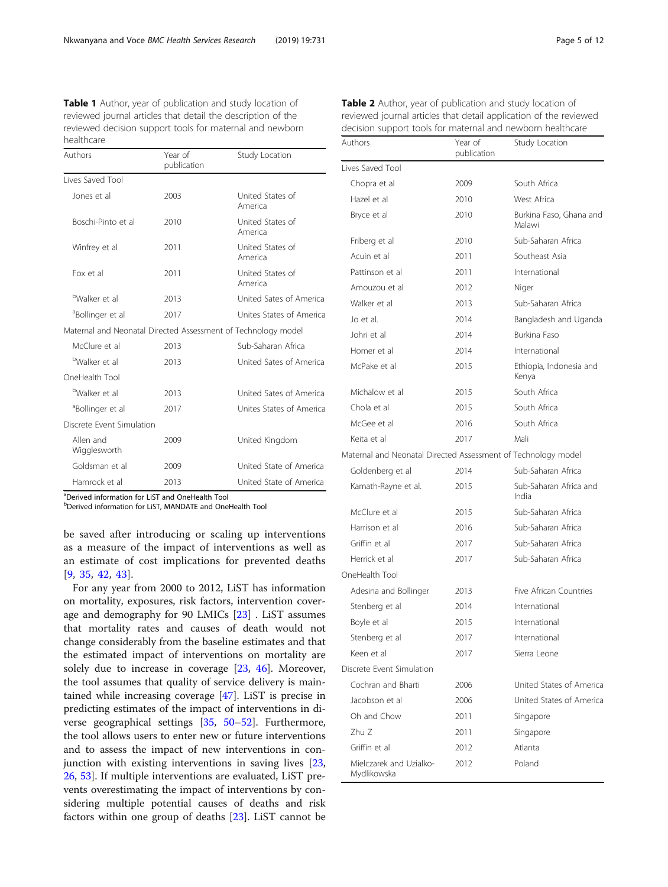**Table 1** Author, year of publication and study location of reviewed journal articles that detail the description of the reviewed decision support tools for maternal and newborn healthcare

| Authors | Year of publication | Study Location |
|---|---|---|
| Lives Saved Tool | | |
| Jones et al | 2003 | United States of America |
| Boschi-Pinto et al | 2010 | United States of America |
| Winfrey et al | 2011 | United States of America |
| Fox et al | 2011 | United States of America |
| [b]Walker et al | 2013 | United Sates of America |
| [a]Bollinger et al | 2017 | Unites States of America |
| Maternal and Neonatal Directed Assessment of Technology model | | |
| McClure et al | 2013 | Sub-Saharan Africa |
| [b]Walker et al | 2013 | United Sates of America |
| OneHealth Tool | | |
| [b]Walker et al | 2013 | United Sates of America |
| [a]Bollinger et al | 2017 | Unites States of America |
| Discrete Event Simulation | | |
| Allen and Wigglesworth | 2009 | United Kingdom |
| Goldsman et al | 2009 | United State of America |
| Hamrock et al | 2013 | United State of America |

[a]Derived information for LiST and OneHealth Tool
[b]Derived information for LiST, MANDATE and OneHealth Tool

be saved after introducing or scaling up interventions as a measure of the impact of interventions as well as an estimate of cost implications for prevented deaths [9, 35, 42, 43].

For any year from 2000 to 2012, LiST has information on mortality, exposures, risk factors, intervention coverage and demography for 90 LMICs [23] . LiST assumes that mortality rates and causes of death would not change considerably from the baseline estimates and that the estimated impact of interventions on mortality are solely due to increase in coverage [23, 46]. Moreover, the tool assumes that quality of service delivery is maintained while increasing coverage [47]. LiST is precise in predicting estimates of the impact of interventions in diverse geographical settings [35, 50–52]. Furthermore, the tool allows users to enter new or future interventions and to assess the impact of new interventions in conjunction with existing interventions in saving lives [23, 26, 53]. If multiple interventions are evaluated, LiST prevents overestimating the impact of interventions by considering multiple potential causes of deaths and risk factors within one group of deaths [23]. LiST cannot be

**Table 2** Author, year of publication and study location of reviewed journal articles that detail application of the reviewed decision support tools for maternal and newborn healthcare

| Authors | Year of publication | Study Location |
|---|---|---|
| Lives Saved Tool | | |
| Chopra et al | 2009 | South Africa |
| Hazel et al | 2010 | West Africa |
| Bryce et al | 2010 | Burkina Faso, Ghana and Malawi |
| Friberg et al | 2010 | Sub-Saharan Africa |
| Acuin et al | 2011 | Southeast Asia |
| Pattinson et al | 2011 | International |
| Amouzou et al | 2012 | Niger |
| Walker et al | 2013 | Sub-Saharan Africa |
| Jo et al. | 2014 | Bangladesh and Uganda |
| Johri et al | 2014 | Burkina Faso |
| Homer et al | 2014 | International |
| McPake et al | 2015 | Ethiopia, Indonesia and Kenya |
| Michalow et al | 2015 | South Africa |
| Chola et al | 2015 | South Africa |
| McGee et al | 2016 | South Africa |
| Keita et al | 2017 | Mali |
| Maternal and Neonatal Directed Assessment of Technology model | | |
| Goldenberg et al | 2014 | Sub-Saharan Africa |
| Kamath-Rayne et al. | 2015 | Sub-Saharan Africa and India |
| McClure et al | 2015 | Sub-Saharan Africa |
| Harrison et al | 2016 | Sub-Saharan Africa |
| Griffin et al | 2017 | Sub-Saharan Africa |
| Herrick et al | 2017 | Sub-Saharan Africa |
| OneHealth Tool | | |
| Adesina and Bollinger | 2013 | Five African Countries |
| Stenberg et al | 2014 | International |
| Boyle et al | 2015 | International |
| Stenberg et al | 2017 | International |
| Keen et al | 2017 | Sierra Leone |
| Discrete Event Simulation | | |
| Cochran and Bharti | 2006 | United States of America |
| Jacobson et al | 2006 | United States of America |
| Oh and Chow | 2011 | Singapore |
| Zhu Z | 2011 | Singapore |
| Griffin et al | 2012 | Atlanta |
| Mielczarek and Uzialko-Mydlikowska | 2012 | Poland |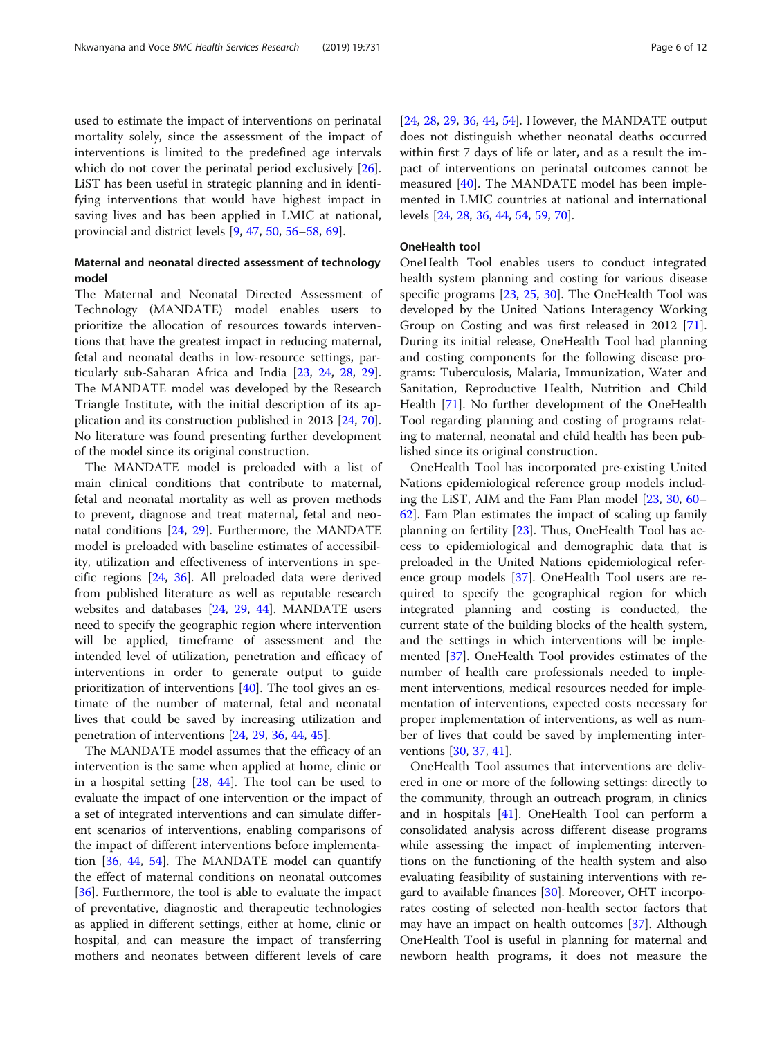used to estimate the impact of interventions on perinatal mortality solely, since the assessment of the impact of interventions is limited to the predefined age intervals which do not cover the perinatal period exclusively [26]. LiST has been useful in strategic planning and in identifying interventions that would have highest impact in saving lives and has been applied in LMIC at national, provincial and district levels [9, 47, 50, 56–58, 69].

### Maternal and neonatal directed assessment of technology model

The Maternal and Neonatal Directed Assessment of Technology (MANDATE) model enables users to prioritize the allocation of resources towards interventions that have the greatest impact in reducing maternal, fetal and neonatal deaths in low-resource settings, particularly sub-Saharan Africa and India [23, 24, 28, 29]. The MANDATE model was developed by the Research Triangle Institute, with the initial description of its application and its construction published in 2013 [24, 70]. No literature was found presenting further development of the model since its original construction.

The MANDATE model is preloaded with a list of main clinical conditions that contribute to maternal, fetal and neonatal mortality as well as proven methods to prevent, diagnose and treat maternal, fetal and neonatal conditions [24, 29]. Furthermore, the MANDATE model is preloaded with baseline estimates of accessibility, utilization and effectiveness of interventions in specific regions [24, 36]. All preloaded data were derived from published literature as well as reputable research websites and databases [24, 29, 44]. MANDATE users need to specify the geographic region where intervention will be applied, timeframe of assessment and the intended level of utilization, penetration and efficacy of interventions in order to generate output to guide prioritization of interventions [40]. The tool gives an estimate of the number of maternal, fetal and neonatal lives that could be saved by increasing utilization and penetration of interventions [24, 29, 36, 44, 45].

The MANDATE model assumes that the efficacy of an intervention is the same when applied at home, clinic or in a hospital setting [28, 44]. The tool can be used to evaluate the impact of one intervention or the impact of a set of integrated interventions and can simulate different scenarios of interventions, enabling comparisons of the impact of different interventions before implementation [36, 44, 54]. The MANDATE model can quantify the effect of maternal conditions on neonatal outcomes [36]. Furthermore, the tool is able to evaluate the impact of preventative, diagnostic and therapeutic technologies as applied in different settings, either at home, clinic or hospital, and can measure the impact of transferring mothers and neonates between different levels of care [24, 28, 29, 36, 44, 54]. However, the MANDATE output does not distinguish whether neonatal deaths occurred within first 7 days of life or later, and as a result the impact of interventions on perinatal outcomes cannot be measured [40]. The MANDATE model has been implemented in LMIC countries at national and international levels [24, 28, 36, 44, 54, 59, 70].

### OneHealth tool

OneHealth Tool enables users to conduct integrated health system planning and costing for various disease specific programs [23, 25, 30]. The OneHealth Tool was developed by the United Nations Interagency Working Group on Costing and was first released in 2012 [71]. During its initial release, OneHealth Tool had planning and costing components for the following disease programs: Tuberculosis, Malaria, Immunization, Water and Sanitation, Reproductive Health, Nutrition and Child Health [71]. No further development of the OneHealth Tool regarding planning and costing of programs relating to maternal, neonatal and child health has been published since its original construction.

OneHealth Tool has incorporated pre-existing United Nations epidemiological reference group models including the LiST, AIM and the Fam Plan model [23, 30, 60–62]. Fam Plan estimates the impact of scaling up family planning on fertility [23]. Thus, OneHealth Tool has access to epidemiological and demographic data that is preloaded in the United Nations epidemiological reference group models [37]. OneHealth Tool users are required to specify the geographical region for which integrated planning and costing is conducted, the current state of the building blocks of the health system, and the settings in which interventions will be implemented [37]. OneHealth Tool provides estimates of the number of health care professionals needed to implement interventions, medical resources needed for implementation of interventions, expected costs necessary for proper implementation of interventions, as well as number of lives that could be saved by implementing interventions [30, 37, 41].

OneHealth Tool assumes that interventions are delivered in one or more of the following settings: directly to the community, through an outreach program, in clinics and in hospitals [41]. OneHealth Tool can perform a consolidated analysis across different disease programs while assessing the impact of implementing interventions on the functioning of the health system and also evaluating feasibility of sustaining interventions with regard to available finances [30]. Moreover, OHT incorporates costing of selected non-health sector factors that may have an impact on health outcomes [37]. Although OneHealth Tool is useful in planning for maternal and newborn health programs, it does not measure the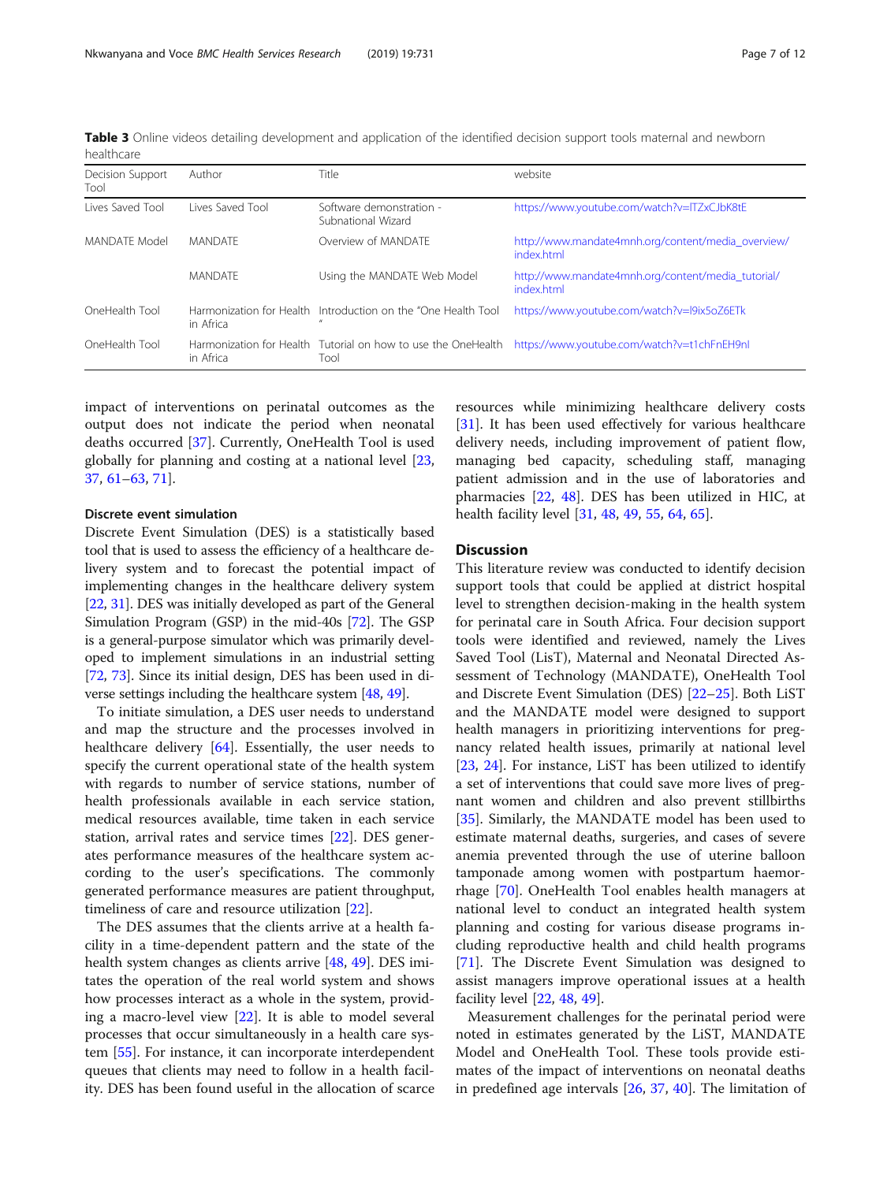**Table 3** Online videos detailing development and application of the identified decision support tools maternal and newborn healthcare

| Decision Support Tool | Author | Title | website |
|---|---|---|---|
| Lives Saved Tool | Lives Saved Tool | Software demonstration - Subnational Wizard | https://www.youtube.com/watch?v=lTZxCJbK8tE |
| MANDATE Model | MANDATE | Overview of MANDATE | http://www.mandate4mnh.org/content/media_overview/index.html |
| | MANDATE | Using the MANDATE Web Model | http://www.mandate4mnh.org/content/media_tutorial/index.html |
| OneHealth Tool | Harmonization for Health in Africa | Introduction on the "One Health Tool " | https://www.youtube.com/watch?v=l9ix5oZ6ETk |
| OneHealth Tool | Harmonization for Health in Africa | Tutorial on how to use the OneHealth Tool | https://www.youtube.com/watch?v=t1chFnEH9nI |

impact of interventions on perinatal outcomes as the output does not indicate the period when neonatal deaths occurred [37]. Currently, OneHealth Tool is used globally for planning and costing at a national level [23, 37, 61–63, 71].

### Discrete event simulation

Discrete Event Simulation (DES) is a statistically based tool that is used to assess the efficiency of a healthcare delivery system and to forecast the potential impact of implementing changes in the healthcare delivery system [22, 31]. DES was initially developed as part of the General Simulation Program (GSP) in the mid-40s [72]. The GSP is a general-purpose simulator which was primarily developed to implement simulations in an industrial setting [72, 73]. Since its initial design, DES has been used in diverse settings including the healthcare system [48, 49].

To initiate simulation, a DES user needs to understand and map the structure and the processes involved in healthcare delivery [64]. Essentially, the user needs to specify the current operational state of the health system with regards to number of service stations, number of health professionals available in each service station, medical resources available, time taken in each service station, arrival rates and service times [22]. DES generates performance measures of the healthcare system according to the user's specifications. The commonly generated performance measures are patient throughput, timeliness of care and resource utilization [22].

The DES assumes that the clients arrive at a health facility in a time-dependent pattern and the state of the health system changes as clients arrive [48, 49]. DES imitates the operation of the real world system and shows how processes interact as a whole in the system, providing a macro-level view [22]. It is able to model several processes that occur simultaneously in a health care system [55]. For instance, it can incorporate interdependent queues that clients may need to follow in a health facility. DES has been found useful in the allocation of scarce resources while minimizing healthcare delivery costs [31]. It has been used effectively for various healthcare delivery needs, including improvement of patient flow, managing bed capacity, scheduling staff, managing patient admission and in the use of laboratories and pharmacies [22, 48]. DES has been utilized in HIC, at health facility level [31, 48, 49, 55, 64, 65].

## Discussion

This literature review was conducted to identify decision support tools that could be applied at district hospital level to strengthen decision-making in the health system for perinatal care in South Africa. Four decision support tools were identified and reviewed, namely the Lives Saved Tool (LiST), Maternal and Neonatal Directed Assessment of Technology (MANDATE), OneHealth Tool and Discrete Event Simulation (DES) [22–25]. Both LiST and the MANDATE model were designed to support health managers in prioritizing interventions for pregnancy related health issues, primarily at national level [23, 24]. For instance, LiST has been utilized to identify a set of interventions that could save more lives of pregnant women and children and also prevent stillbirths [35]. Similarly, the MANDATE model has been used to estimate maternal deaths, surgeries, and cases of severe anemia prevented through the use of uterine balloon tamponade among women with postpartum haemorrhage [70]. OneHealth Tool enables health managers at national level to conduct an integrated health system planning and costing for various disease programs including reproductive health and child health programs [71]. The Discrete Event Simulation was designed to assist managers improve operational issues at a health facility level [22, 48, 49].

Measurement challenges for the perinatal period were noted in estimates generated by the LiST, MANDATE Model and OneHealth Tool. These tools provide estimates of the impact of interventions on neonatal deaths in predefined age intervals [26, 37, 40]. The limitation of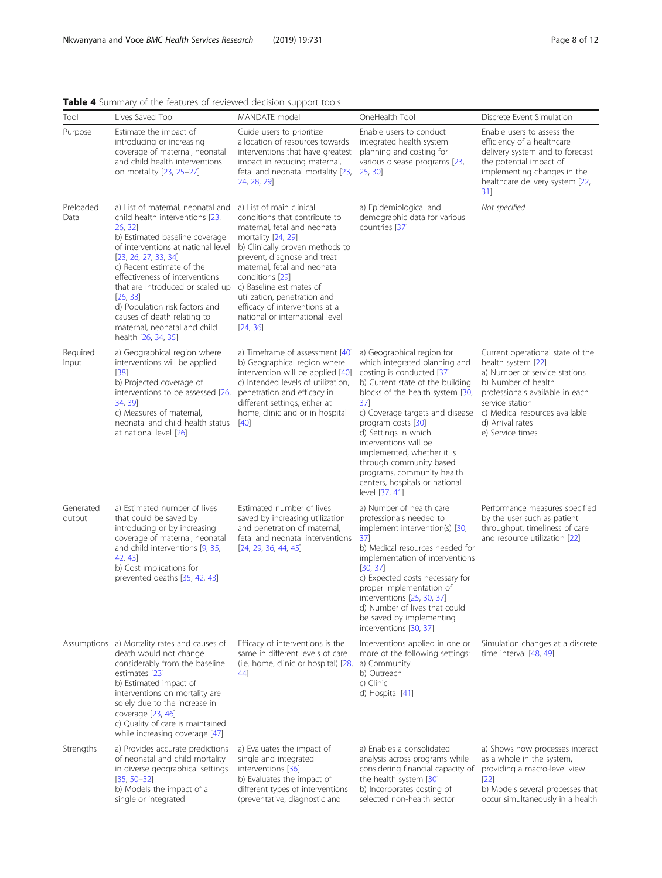**Table 4** Summary of the features of reviewed decision support tools

| Tool | Lives Saved Tool | MANDATE model | OneHealth Tool | Discrete Event Simulation |
|---|---|---|---|---|
| Purpose | Estimate the impact of introducing or increasing coverage of maternal, neonatal and child health interventions on mortality [23, 25–27] | Guide users to prioritize allocation of resources towards interventions that have greatest impact in reducing maternal, fetal and neonatal mortality [23, 24, 28, 29] | Enable users to conduct integrated health system planning and costing for various disease programs [23, 25, 30] | Enable users to assess the efficiency of a healthcare delivery system and to forecast the potential impact of implementing changes in the healthcare delivery system [22, 31] |
| Preloaded Data | a) List of maternal, neonatal and child health interventions [23, 26, 32]<br>b) Estimated baseline coverage of interventions at national level [23, 26, 27, 33, 34]<br>c) Recent estimate of the effectiveness of interventions that are introduced or scaled up [26, 33]<br>d) Population risk factors and causes of death relating to maternal, neonatal and child health [26, 34, 35] | a) List of main clinical conditions that contribute to maternal, fetal and neonatal mortality [24, 29]<br>b) Clinically proven methods to prevent, diagnose and treat maternal, fetal and neonatal conditions [29]<br>c) Baseline estimates of utilization, penetration and efficacy of interventions at a national or international level [24, 36] | a) Epidemiological and demographic data for various countries [37] | *Not specified* |
| Required Input | a) Geographical region where interventions will be applied [38]<br>b) Projected coverage of interventions to be assessed [26, 34, 39]<br>c) Measures of maternal, neonatal and child health status at national level [26] | a) Timeframe of assessment [40]<br>b) Geographical region where intervention will be applied [40]<br>c) Intended levels of utilization, penetration and efficacy in different settings, either at home, clinic and or in hospital [40] | a) Geographical region for which integrated planning and costing is conducted [37]<br>b) Current state of the building blocks of the health system [30, 37]<br>c) Coverage targets and disease program costs [30]<br>d) Settings in which interventions will be implemented, whether it is through community based programs, community health centers, hospitals or national level [37, 41] | Current operational state of the health system [22]<br>a) Number of service stations<br>b) Number of health professionals available in each service station<br>c) Medical resources available<br>d) Arrival rates<br>e) Service times |
| Generated output | a) Estimated number of lives that could be saved by introducing or by increasing coverage of maternal, neonatal and child health interventions [9, 35, 42, 43]<br>b) Cost implications for prevented deaths [35, 42, 43] | Estimated number of lives saved by increasing utilization and penetration of maternal, fetal and neonatal interventions [24, 29, 36, 44, 45] | a) Number of health care professionals needed to implement intervention(s) [30, 37]<br>b) Medical resources needed for implementation of interventions [30, 37]<br>c) Expected costs necessary for proper implementation of interventions [25, 30, 37]<br>d) Number of lives that could be saved by implementing interventions [30, 37] | Performance measures specified by the user such as patient throughput, timeliness of care and resource utilization [22] |
| Assumptions | a) Mortality rates and causes of death would not change considerably from the baseline estimates [23]<br>b) Estimated impact of interventions on mortality are solely due to the increase in coverage [23, 46]<br>c) Quality of care is maintained while increasing coverage [47] | Efficacy of interventions is the same in different levels of care (i.e. home, clinic or hospital) [28, 44] | Interventions applied in one or more of the following settings:<br>a) Community<br>b) Outreach<br>c) Clinic<br>d) Hospital [41] | Simulation changes at a discrete time interval [48, 49] |
| Strengths | a) Provides accurate predictions of neonatal and child mortality in diverse geographical settings [35, 50–52]<br>b) Models the impact of a single or integrated | a) Evaluates the impact of single and integrated interventions [36]<br>b) Evaluates the impact of different types of interventions (preventative, diagnostic and | a) Enables a consolidated analysis across programs while considering financial capacity of the health system [30]<br>b) Incorporates costing of selected non-health sector | a) Shows how processes interact as a whole in the system, providing a macro-level view [22]<br>b) Models several processes that occur simultaneously in a health |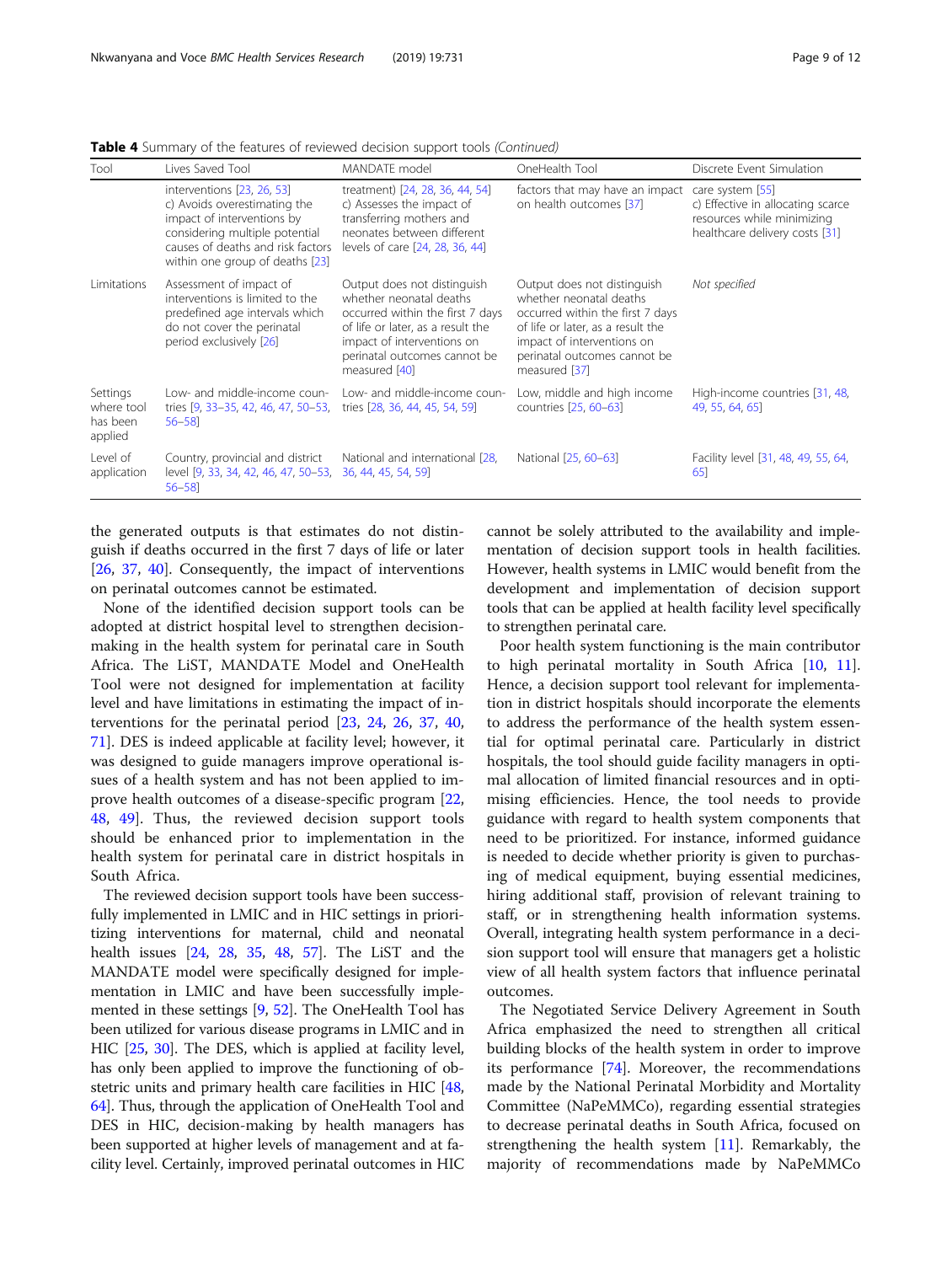**Table 4** Summary of the features of reviewed decision support tools *(Continued)*

| Tool | Lives Saved Tool | MANDATE model | OneHealth Tool | Discrete Event Simulation |
|---|---|---|---|---|
| | interventions [23, 26, 53]<br>c) Avoids overestimating the impact of interventions by considering multiple potential causes of deaths and risk factors within one group of deaths [23] | treatment) [24, 28, 36, 44, 54]<br>c) Assesses the impact of transferring mothers and neonates between different levels of care [24, 28, 36, 44] | factors that may have an impact on health outcomes [37] | care system [55]<br>c) Effective in allocating scarce resources while minimizing healthcare delivery costs [31] |
| Limitations | Assessment of impact of interventions is limited to the predefined age intervals which do not cover the perinatal period exclusively [26] | Output does not distinguish whether neonatal deaths occurred within the first 7 days of life or later, as a result the impact of interventions on perinatal outcomes cannot be measured [40] | Output does not distinguish whether neonatal deaths occurred within the first 7 days of life or later, as a result the impact of interventions on perinatal outcomes cannot be measured [37] | *Not specified* |
| Settings where tool has been applied | Low- and middle-income countries [9, 33–35, 42, 46, 47, 50–53, 56–58] | Low- and middle-income countries [28, 36, 44, 45, 54, 59] | Low, middle and high income countries [25, 60–63] | High-income countries [31, 48, 49, 55, 64, 65] |
| Level of application | Country, provincial and district level [9, 33, 34, 42, 46, 47, 50–53, 56–58] | National and international [28, 36, 44, 45, 54, 59] | National [25, 60–63] | Facility level [31, 48, 49, 55, 64, 65] |

the generated outputs is that estimates do not distinguish if deaths occurred in the first 7 days of life or later [26, 37, 40]. Consequently, the impact of interventions on perinatal outcomes cannot be estimated.

None of the identified decision support tools can be adopted at district hospital level to strengthen decision-making in the health system for perinatal care in South Africa. The LiST, MANDATE Model and OneHealth Tool were not designed for implementation at facility level and have limitations in estimating the impact of interventions for the perinatal period [23, 24, 26, 37, 40, 71]. DES is indeed applicable at facility level; however, it was designed to guide managers improve operational issues of a health system and has not been applied to improve health outcomes of a disease-specific program [22, 48, 49]. Thus, the reviewed decision support tools should be enhanced prior to implementation in the health system for perinatal care in district hospitals in South Africa.

The reviewed decision support tools have been successfully implemented in LMIC and in HIC settings in prioritizing interventions for maternal, child and neonatal health issues [24, 28, 35, 48, 57]. The LiST and the MANDATE model were specifically designed for implementation in LMIC and have been successfully implemented in these settings [9, 52]. The OneHealth Tool has been utilized for various disease programs in LMIC and in HIC [25, 30]. The DES, which is applied at facility level, has only been applied to improve the functioning of obstetric units and primary health care facilities in HIC [48, 64]. Thus, through the application of OneHealth Tool and DES in HIC, decision-making by health managers has been supported at higher levels of management and at facility level. Certainly, improved perinatal outcomes in HIC cannot be solely attributed to the availability and implementation of decision support tools in health facilities. However, health systems in LMIC would benefit from the development and implementation of decision support tools that can be applied at health facility level specifically to strengthen perinatal care.

Poor health system functioning is the main contributor to high perinatal mortality in South Africa [10, 11]. Hence, a decision support tool relevant for implementation in district hospitals should incorporate the elements to address the performance of the health system essential for optimal perinatal care. Particularly in district hospitals, the tool should guide facility managers in optimal allocation of limited financial resources and in optimising efficiencies. Hence, the tool needs to provide guidance with regard to health system components that need to be prioritized. For instance, informed guidance is needed to decide whether priority is given to purchasing of medical equipment, buying essential medicines, hiring additional staff, provision of relevant training to staff, or in strengthening health information systems. Overall, integrating health system performance in a decision support tool will ensure that managers get a holistic view of all health system factors that influence perinatal outcomes.

The Negotiated Service Delivery Agreement in South Africa emphasized the need to strengthen all critical building blocks of the health system in order to improve its performance [74]. Moreover, the recommendations made by the National Perinatal Morbidity and Mortality Committee (NaPeMMCo), regarding essential strategies to decrease perinatal deaths in South Africa, focused on strengthening the health system [11]. Remarkably, the majority of recommendations made by NaPeMMCo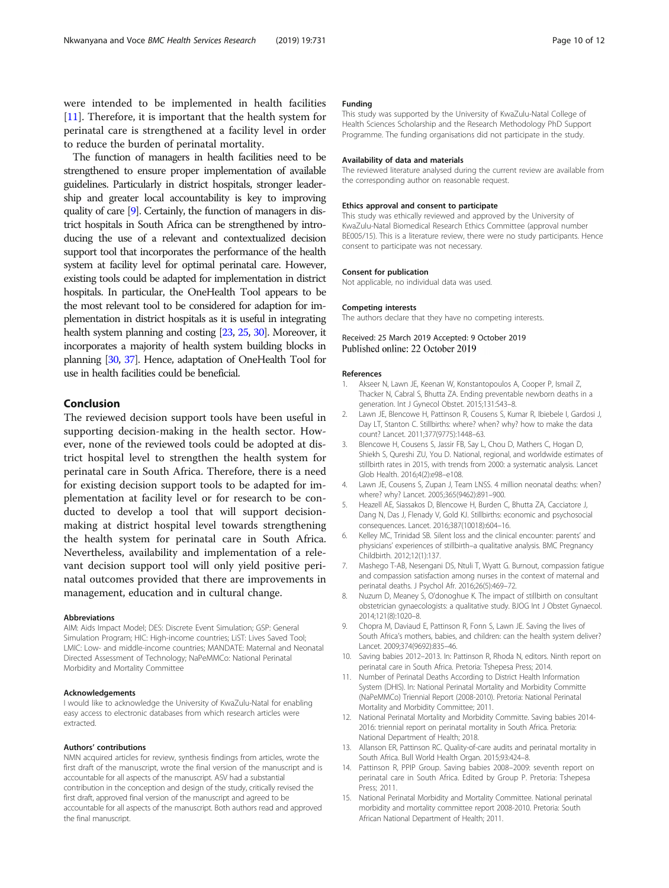were intended to be implemented in health facilities [11]. Therefore, it is important that the health system for perinatal care is strengthened at a facility level in order to reduce the burden of perinatal mortality.

The function of managers in health facilities need to be strengthened to ensure proper implementation of available guidelines. Particularly in district hospitals, stronger leadership and greater local accountability is key to improving quality of care [9]. Certainly, the function of managers in district hospitals in South Africa can be strengthened by introducing the use of a relevant and contextualized decision support tool that incorporates the performance of the health system at facility level for optimal perinatal care. However, existing tools could be adapted for implementation in district hospitals. In particular, the OneHealth Tool appears to be the most relevant tool to be considered for adaption for implementation in district hospitals as it is useful in integrating health system planning and costing [23, 25, 30]. Moreover, it incorporates a majority of health system building blocks in planning [30, 37]. Hence, adaptation of OneHealth Tool for use in health facilities could be beneficial.

## Conclusion

The reviewed decision support tools have been useful in supporting decision-making in the health sector. However, none of the reviewed tools could be adopted at district hospital level to strengthen the health system for perinatal care in South Africa. Therefore, there is a need for existing decision support tools to be adapted for implementation at facility level or for research to be conducted to develop a tool that will support decision-making at district hospital level towards strengthening the health system for perinatal care in South Africa. Nevertheless, availability and implementation of a relevant decision support tool will only yield positive perinatal outcomes provided that there are improvements in management, education and in cultural change.

#### Abbreviations

AIM: Aids Impact Model; DES: Discrete Event Simulation; GSP: General Simulation Program; HIC: High-income countries; LiST: Lives Saved Tool; LMIC: Low- and middle-income countries; MANDATE: Maternal and Neonatal Directed Assessment of Technology; NaPeMMCo: National Perinatal Morbidity and Mortality Committee

#### Acknowledgements

I would like to acknowledge the University of KwaZulu-Natal for enabling easy access to electronic databases from which research articles were extracted.

#### Authors' contributions

NMN acquired articles for review, synthesis findings from articles, wrote the first draft of the manuscript, wrote the final version of the manuscript and is accountable for all aspects of the manuscript. ASV had a substantial contribution in the conception and design of the study, critically revised the first draft, approved final version of the manuscript and agreed to be accountable for all aspects of the manuscript. Both authors read and approved the final manuscript.

#### Funding

This study was supported by the University of KwaZulu-Natal College of Health Sciences Scholarship and the Research Methodology PhD Support Programme. The funding organisations did not participate in the study.

#### Availability of data and materials

The reviewed literature analysed during the current review are available from the corresponding author on reasonable request.

#### Ethics approval and consent to participate

This study was ethically reviewed and approved by the University of KwaZulu-Natal Biomedical Research Ethics Committee (approval number BE005/15). This is a literature review, there were no study participants. Hence consent to participate was not necessary.

#### Consent for publication

Not applicable, no individual data was used.

#### Competing interests

The authors declare that they have no competing interests.

Received: 25 March 2019 Accepted: 9 October 2019
Published online: 22 October 2019

#### References

1. Akseer N, Lawn JE, Keenan W, Konstantopoulos A, Cooper P, Ismail Z, Thacker N, Cabral S, Bhutta ZA. Ending preventable newborn deaths in a generation. Int J Gynecol Obstet. 2015;131:S43–8.
2. Lawn JE, Blencowe H, Pattinson R, Cousens S, Kumar R, Ibiebele I, Gardosi J, Day LT, Stanton C. Stillbirths: where? when? why? how to make the data count? Lancet. 2011;377(9775):1448–63.
3. Blencowe H, Cousens S, Jassir FB, Say L, Chou D, Mathers C, Hogan D, Shiekh S, Qureshi ZU, You D. National, regional, and worldwide estimates of stillbirth rates in 2015, with trends from 2000: a systematic analysis. Lancet Glob Health. 2016;4(2):e98–e108.
4. Lawn JE, Cousens S, Zupan J, Team LNSS. 4 million neonatal deaths: when? where? why? Lancet. 2005;365(9462):891–900.
5. Heazell AE, Siassakos D, Blencowe H, Burden C, Bhutta ZA, Cacciatore J, Dang N, Das J, Flenady V, Gold KJ. Stillbirths: economic and psychosocial consequences. Lancet. 2016;387(10018):604–16.
6. Kelley MC, Trinidad SB. Silent loss and the clinical encounter: parents' and physicians' experiences of stillbirth–a qualitative analysis. BMC Pregnancy Childbirth. 2012;12(1):137.
7. Mashego T-AB, Nesengani DS, Ntuli T, Wyatt G. Burnout, compassion fatigue and compassion satisfaction among nurses in the context of maternal and perinatal deaths. J Psychol Afr. 2016;26(5):469–72.
8. Nuzum D, Meaney S, O'donoghue K. The impact of stillbirth on consultant obstetrician gynaecologists: a qualitative study. BJOG Int J Obstet Gynaecol. 2014;121(8):1020–8.
9. Chopra M, Daviaud E, Pattinson R, Fonn S, Lawn JE. Saving the lives of South Africa's mothers, babies, and children: can the health system deliver? Lancet. 2009;374(9692):835–46.
10. Saving babies 2012–2013. In: Pattinson R, Rhoda N, editors. Ninth report on perinatal care in South Africa. Pretoria: Tshepesa Press; 2014.
11. Number of Perinatal Deaths According to District Health Information System (DHIS). In: National Perinatal Mortality and Morbidity Committe (NaPeMMCo) Triennial Report (2008-2010). Pretoria: National Perinatal Mortality and Morbidity Committee; 2011.
12. National Perinatal Mortality and Morbidity Committe. Saving babies 2014-2016: triennial report on perinatal mortality in South Africa. Pretoria: National Department of Health; 2018.
13. Allanson ER, Pattinson RC. Quality-of-care audits and perinatal mortality in South Africa. Bull World Health Organ. 2015;93:424–8.
14. Pattinson R, PPIP Group. Saving babies 2008–2009: seventh report on perinatal care in South Africa. Edited by Group P. Pretoria: Tshepesa Press; 2011.
15. National Perinatal Morbidity and Mortality Committee. National perinatal morbidity and mortality committee report 2008-2010. Pretoria: South African National Department of Health; 2011.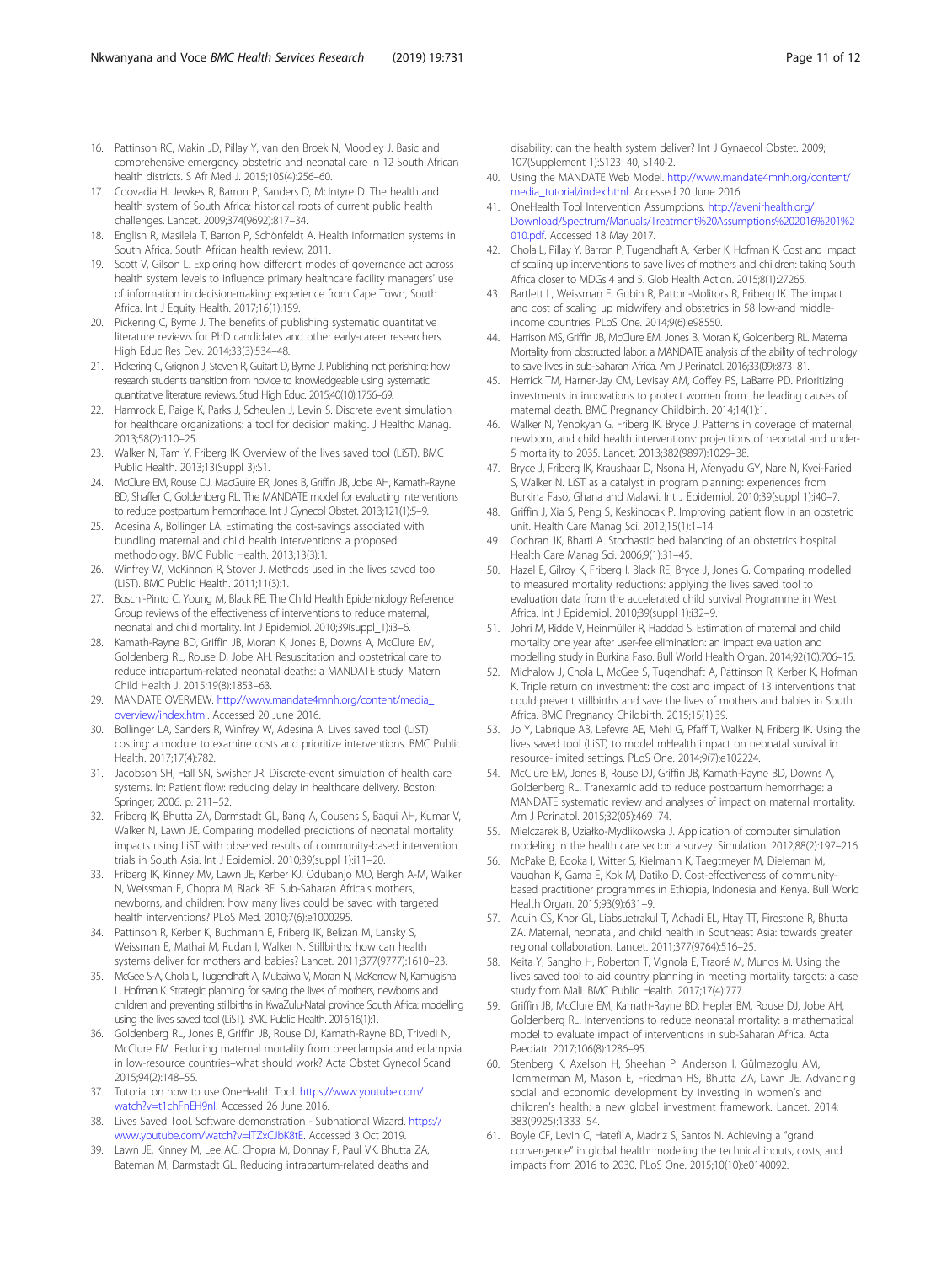16. Pattinson RC, Makin JD, Pillay Y, van den Broek N, Moodley J. Basic and comprehensive emergency obstetric and neonatal care in 12 South African health districts. S Afr Med J. 2015;105(4):256–60.
17. Coovadia H, Jewkes R, Barron P, Sanders D, McIntyre D. The health and health system of South Africa: historical roots of current public health challenges. Lancet. 2009;374(9692):817–34.
18. English R, Masilela T, Barron P, Schönfeldt A. Health information systems in South Africa. South African health review; 2011.
19. Scott V, Gilson L. Exploring how different modes of governance act across health system levels to influence primary healthcare facility managers' use of information in decision-making: experience from Cape Town, South Africa. Int J Equity Health. 2017;16(1):159.
20. Pickering C, Byrne J. The benefits of publishing systematic quantitative literature reviews for PhD candidates and other early-career researchers. High Educ Res Dev. 2014;33(3):534–48.
21. Pickering C, Grignon J, Steven R, Guitart D, Byrne J. Publishing not perishing: how research students transition from novice to knowledgeable using systematic quantitative literature reviews. Stud High Educ. 2015;40(10):1756–69.
22. Hamrock E, Paige K, Parks J, Scheulen J, Levin S. Discrete event simulation for healthcare organizations: a tool for decision making. J Healthc Manag. 2013;58(2):110–25.
23. Walker N, Tam Y, Friberg IK. Overview of the lives saved tool (LiST). BMC Public Health. 2013;13(Suppl 3):S1.
24. McClure EM, Rouse DJ, MacGuire ER, Jones B, Griffin JB, Jobe AH, Kamath-Rayne BD, Shaffer C, Goldenberg RL. The MANDATE model for evaluating interventions to reduce postpartum hemorrhage. Int J Gynecol Obstet. 2013;121(1):5–9.
25. Adesina A, Bollinger LA. Estimating the cost-savings associated with bundling maternal and child health interventions: a proposed methodology. BMC Public Health. 2013;13(3):1.
26. Winfrey W, McKinnon R, Stover J. Methods used in the lives saved tool (LiST). BMC Public Health. 2011;11(3):1.
27. Boschi-Pinto C, Young M, Black RE. The Child Health Epidemiology Reference Group reviews of the effectiveness of interventions to reduce maternal, neonatal and child mortality. Int J Epidemiol. 2010;39(suppl_1):i3–6.
28. Kamath-Rayne BD, Griffin JB, Moran K, Jones B, Downs A, McClure EM, Goldenberg RL, Rouse D, Jobe AH. Resuscitation and obstetrical care to reduce intrapartum-related neonatal deaths: a MANDATE study. Matern Child Health J. 2015;19(8):1853–63.
29. MANDATE OVERVIEW. http://www.mandate4mnh.org/content/media_overview/index.html. Accessed 20 June 2016.
30. Bollinger LA, Sanders R, Winfrey W, Adesina A. Lives saved tool (LiST) costing: a module to examine costs and prioritize interventions. BMC Public Health. 2017;17(4):782.
31. Jacobson SH, Hall SN, Swisher JR. Discrete-event simulation of health care systems. In: Patient flow: reducing delay in healthcare delivery. Boston: Springer; 2006. p. 211–52.
32. Friberg IK, Bhutta ZA, Darmstadt GL, Bang A, Cousens S, Baqui AH, Kumar V, Walker N, Lawn JE. Comparing modelled predictions of neonatal mortality impacts using LiST with observed results of community-based intervention trials in South Asia. Int J Epidemiol. 2010;39(suppl 1):i11–20.
33. Friberg IK, Kinney MV, Lawn JE, Kerber KJ, Odubanjo MO, Bergh A-M, Walker N, Weissman E, Chopra M, Black RE. Sub-Saharan Africa's mothers, newborns, and children: how many lives could be saved with targeted health interventions? PLoS Med. 2010;7(6):e1000295.
34. Pattinson R, Kerber K, Buchmann E, Friberg IK, Belizan M, Lansky S, Weissman E, Mathai M, Rudan I, Walker N. Stillbirths: how can health systems deliver for mothers and babies? Lancet. 2011;377(9777):1610–23.
35. McGee S-A, Chola L, Tugendhaft A, Mubaiwa V, Moran N, McKerrow N, Kamugisha L, Hofman K. Strategic planning for saving the lives of mothers, newborns and children and preventing stillbirths in KwaZulu-Natal province South Africa: modelling using the lives saved tool (LiST). BMC Public Health. 2016;16(1):1.
36. Goldenberg RL, Jones B, Griffin JB, Rouse DJ, Kamath-Rayne BD, Trivedi N, McClure EM. Reducing maternal mortality from preeclampsia and eclampsia in low-resource countries–what should work? Acta Obstet Gynecol Scand. 2015;94(2):148–55.
37. Tutorial on how to use OneHealth Tool. https://www.youtube.com/watch?v=t1chFnEH9nI. Accessed 26 June 2016.
38. Lives Saved Tool. Software demonstration - Subnational Wizard. https://www.youtube.com/watch?v=lTZxCJbK8tE. Accessed 3 Oct 2019.
39. Lawn JE, Kinney M, Lee AC, Chopra M, Donnay F, Paul VK, Bhutta ZA, Bateman M, Darmstadt GL. Reducing intrapartum-related deaths and disability: can the health system deliver? Int J Gynaecol Obstet. 2009;107(Supplement 1):S123–40, S140-2.
40. Using the MANDATE Web Model. http://www.mandate4mnh.org/content/media_tutorial/index.html. Accessed 20 June 2016.
41. OneHealth Tool Intervention Assumptions. http://avenirhealth.org/Download/Spectrum/Manuals/Treatment%20Assumptions%202016%201%2010.pdf. Accessed 18 May 2017.
42. Chola L, Pillay Y, Barron P, Tugendhaft A, Kerber K, Hofman K. Cost and impact of scaling up interventions to save lives of mothers and children: taking South Africa closer to MDGs 4 and 5. Glob Health Action. 2015;8(1):27265.
43. Bartlett L, Weissman E, Gubin R, Patton-Molitors R, Friberg IK. The impact and cost of scaling up midwifery and obstetrics in 58 low-and middle-income countries. PLoS One. 2014;9(6):e98550.
44. Harrison MS, Griffin JB, McClure EM, Jones B, Moran K, Goldenberg RL. Maternal Mortality from obstructed labor: a MANDATE analysis of the ability of technology to save lives in sub-Saharan Africa. Am J Perinatol. 2016;33(09):873–81.
45. Herrick TM, Harner-Jay CM, Levisay AM, Coffey PS, LaBarre PD. Prioritizing investments in innovations to protect women from the leading causes of maternal death. BMC Pregnancy Childbirth. 2014;14(1):1.
46. Walker N, Yenokyan G, Friberg IK, Bryce J. Patterns in coverage of maternal, newborn, and child health interventions: projections of neonatal and under-5 mortality to 2035. Lancet. 2013;382(9897):1029–38.
47. Bryce J, Friberg IK, Kraushaar D, Nsona H, Afenyadu GY, Nare N, Kyei-Faried S, Walker N. LiST as a catalyst in program planning: experiences from Burkina Faso, Ghana and Malawi. Int J Epidemiol. 2010;39(suppl 1):i40–7.
48. Griffin J, Xia S, Peng S, Keskinocak P. Improving patient flow in an obstetric unit. Health Care Manag Sci. 2012;15(1):1–14.
49. Cochran JK, Bharti A. Stochastic bed balancing of an obstetrics hospital. Health Care Manag Sci. 2006;9(1):31–45.
50. Hazel E, Gilroy K, Friberg I, Black RE, Bryce J, Jones G. Comparing modelled to measured mortality reductions: applying the lives saved tool to evaluation data from the accelerated child survival Programme in West Africa. Int J Epidemiol. 2010;39(suppl 1):i32–9.
51. Johri M, Ridde V, Heinmüller R, Haddad S. Estimation of maternal and child mortality one year after user-fee elimination: an impact evaluation and modelling study in Burkina Faso. Bull World Health Organ. 2014;92(10):706–15.
52. Michalow J, Chola L, McGee S, Tugendhaft A, Pattinson R, Kerber K, Hofman K. Triple return on investment: the cost and impact of 13 interventions that could prevent stillbirths and save the lives of mothers and babies in South Africa. BMC Pregnancy Childbirth. 2015;15(1):39.
53. Jo Y, Labrique AB, Lefevre AE, Mehl G, Pfaff T, Walker N, Friberg IK. Using the lives saved tool (LiST) to model mHealth impact on neonatal survival in resource-limited settings. PLoS One. 2014;9(7):e102224.
54. McClure EM, Jones B, Rouse DJ, Griffin JB, Kamath-Rayne BD, Downs A, Goldenberg RL. Tranexamic acid to reduce postpartum hemorrhage: a MANDATE systematic review and analyses of impact on maternal mortality. Am J Perinatol. 2015;32(05):469–74.
55. Mielczarek B, Uziałko-Mydlikowska J. Application of computer simulation modeling in the health care sector: a survey. Simulation. 2012;88(2):197–216.
56. McPake B, Edoka I, Witter S, Kielmann K, Taegtmeyer M, Dieleman M, Vaughan K, Gama E, Kok M, Datiko D. Cost-effectiveness of community-based practitioner programmes in Ethiopia, Indonesia and Kenya. Bull World Health Organ. 2015;93(9):631–9.
57. Acuin CS, Khor GL, Liabsuetrakul T, Achadi EL, Htay TT, Firestone R, Bhutta ZA. Maternal, neonatal, and child health in Southeast Asia: towards greater regional collaboration. Lancet. 2011;377(9764):516–25.
58. Keita Y, Sangho H, Roberton T, Vignola E, Traoré M, Munos M. Using the lives saved tool to aid country planning in meeting mortality targets: a case study from Mali. BMC Public Health. 2017;17(4):777.
59. Griffin JB, McClure EM, Kamath-Rayne BD, Hepler BM, Rouse DJ, Jobe AH, Goldenberg RL. Interventions to reduce neonatal mortality: a mathematical model to evaluate impact of interventions in sub-Saharan Africa. Acta Paediatr. 2017;106(8):1286–95.
60. Stenberg K, Axelson H, Sheehan P, Anderson I, Gülmezoglu AM, Temmerman M, Mason E, Friedman HS, Bhutta ZA, Lawn JE. Advancing social and economic development by investing in women's and children's health: a new global investment framework. Lancet. 2014;383(9925):1333–54.
61. Boyle CF, Levin C, Hatefi A, Madriz S, Santos N. Achieving a "grand convergence" in global health: modeling the technical inputs, costs, and impacts from 2016 to 2030. PLoS One. 2015;10(10):e0140092.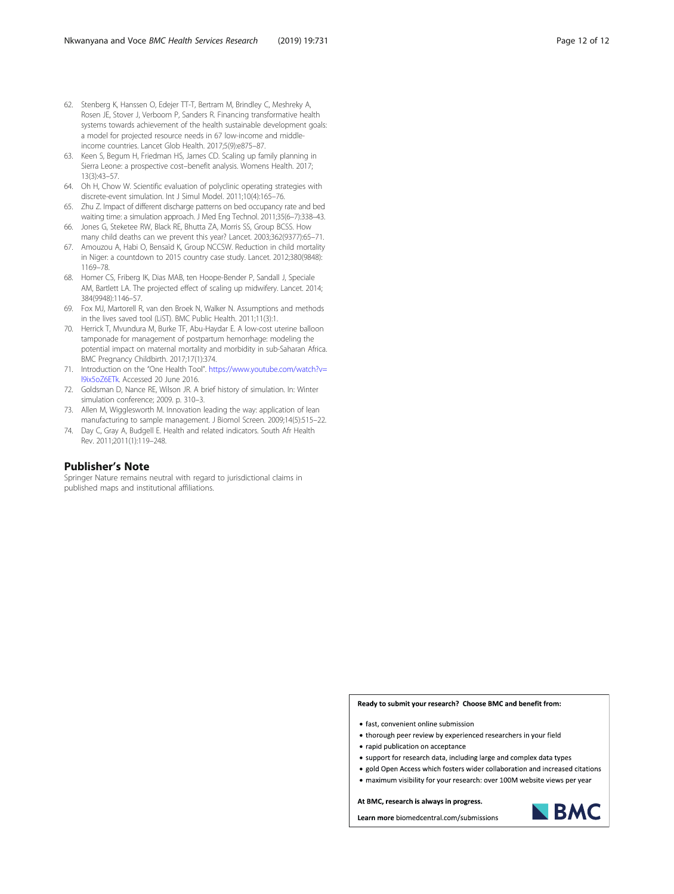62. Stenberg K, Hanssen O, Edejer TT-T, Bertram M, Brindley C, Meshreky A, Rosen JE, Stover J, Verboom P, Sanders R. Financing transformative health systems towards achievement of the health sustainable development goals: a model for projected resource needs in 67 low-income and middle-income countries. Lancet Glob Health. 2017;5(9):e875–87.
63. Keen S, Begum H, Friedman HS, James CD. Scaling up family planning in Sierra Leone: a prospective cost–benefit analysis. Womens Health. 2017; 13(3):43–57.
64. Oh H, Chow W. Scientific evaluation of polyclinic operating strategies with discrete-event simulation. Int J Simul Model. 2011;10(4):165–76.
65. Zhu Z. Impact of different discharge patterns on bed occupancy rate and bed waiting time: a simulation approach. J Med Eng Technol. 2011;35(6–7):338–43.
66. Jones G, Steketee RW, Black RE, Bhutta ZA, Morris SS, Group BCSS. How many child deaths can we prevent this year? Lancet. 2003;362(9377):65–71.
67. Amouzou A, Habi O, Bensaïd K, Group NCCSW. Reduction in child mortality in Niger: a countdown to 2015 country case study. Lancet. 2012;380(9848): 1169–78.
68. Homer CS, Friberg IK, Dias MAB, ten Hoope-Bender P, Sandall J, Speciale AM, Bartlett LA. The projected effect of scaling up midwifery. Lancet. 2014; 384(9948):1146–57.
69. Fox MJ, Martorell R, van den Broek N, Walker N. Assumptions and methods in the lives saved tool (LiST). BMC Public Health. 2011;11(3):1.
70. Herrick T, Mvundura M, Burke TF, Abu-Haydar E. A low-cost uterine balloon tamponade for management of postpartum hemorrhage: modeling the potential impact on maternal mortality and morbidity in sub-Saharan Africa. BMC Pregnancy Childbirth. 2017;17(1):374.
71. Introduction on the "One Health Tool". https://www.youtube.com/watch?v=l9ix5oZ6ETk. Accessed 20 June 2016.
72. Goldsman D, Nance RE, Wilson JR. A brief history of simulation. In: Winter simulation conference; 2009. p. 310–3.
73. Allen M, Wigglesworth M. Innovation leading the way: application of lean manufacturing to sample management. J Biomol Screen. 2009;14(5):515–22.
74. Day C, Gray A, Budgell E. Health and related indicators. South Afr Health Rev. 2011;2011(1):119–248.

## Publisher's Note

Springer Nature remains neutral with regard to jurisdictional claims in published maps and institutional affiliations.

**Ready to submit your research? Choose BMC and benefit from:**

- fast, convenient online submission
- thorough peer review by experienced researchers in your field
- rapid publication on acceptance
- support for research data, including large and complex data types
- gold Open Access which fosters wider collaboration and increased citations
- maximum visibility for your research: over 100M website views per year

**At BMC, research is always in progress.**

**Learn more** biomedcentral.com/submissions

BMC